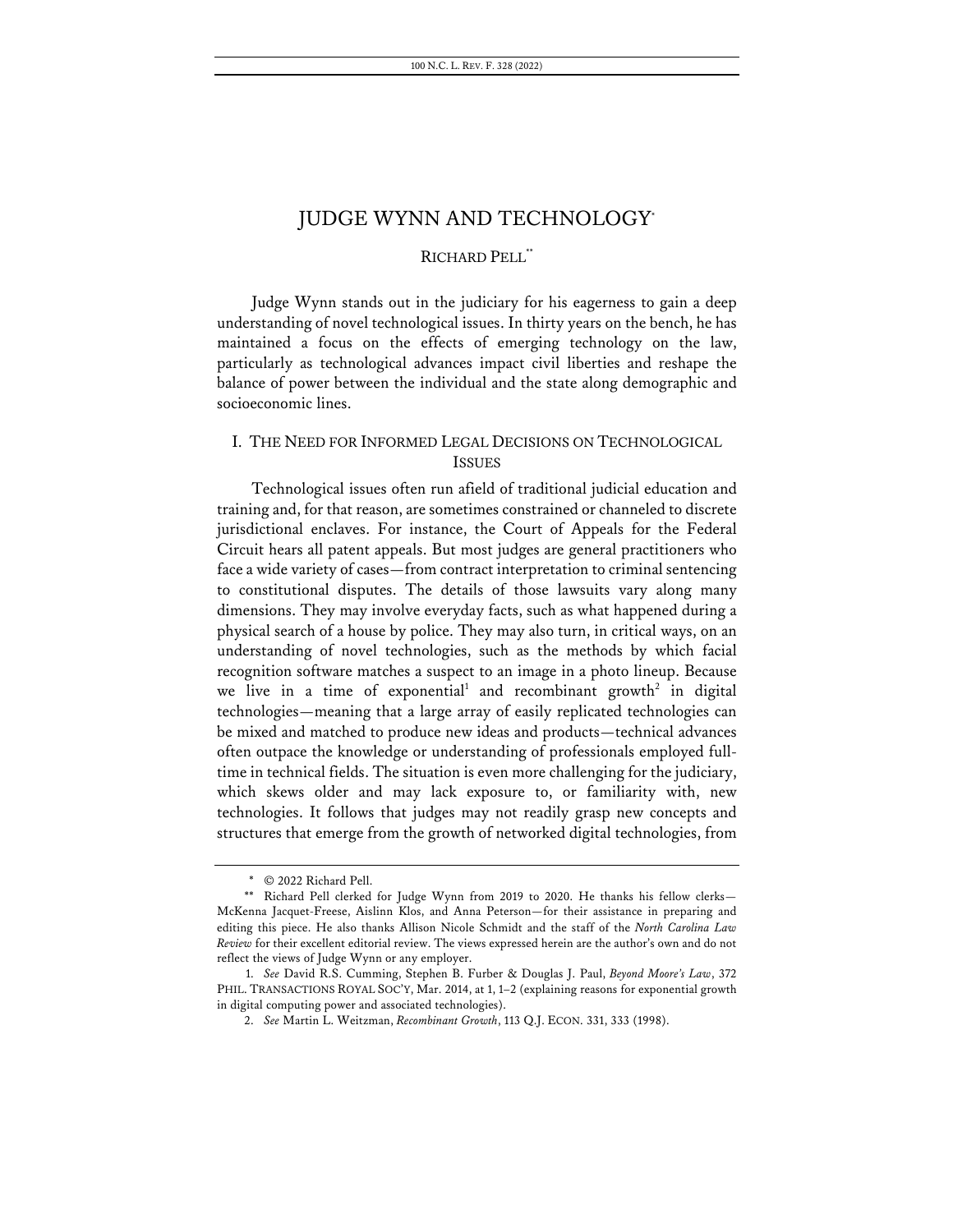# JUDGE WYNN AND TECHNOLOGY[*]

RICHARD PELL[**]

Judge Wynn stands out in the judiciary for his eagerness to gain a deep understanding of novel technological issues. In thirty years on the bench, he has maintained a focus on the effects of emerging technology on the law, particularly as technological advances impact civil liberties and reshape the balance of power between the individual and the state along demographic and socioeconomic lines.

## I. THE NEED FOR INFORMED LEGAL DECISIONS ON TECHNOLOGICAL ISSUES

Technological issues often run afield of traditional judicial education and training and, for that reason, are sometimes constrained or channeled to discrete jurisdictional enclaves. For instance, the Court of Appeals for the Federal Circuit hears all patent appeals. But most judges are general practitioners who face a wide variety of cases—from contract interpretation to criminal sentencing to constitutional disputes. The details of those lawsuits vary along many dimensions. They may involve everyday facts, such as what happened during a physical search of a house by police. They may also turn, in critical ways, on an understanding of novel technologies, such as the methods by which facial recognition software matches a suspect to an image in a photo lineup. Because we live in a time of exponential[1] and recombinant growth[2] in digital technologies—meaning that a large array of easily replicated technologies can be mixed and matched to produce new ideas and products—technical advances often outpace the knowledge or understanding of professionals employed full-time in technical fields. The situation is even more challenging for the judiciary, which skews older and may lack exposure to, or familiarity with, new technologies. It follows that judges may not readily grasp new concepts and structures that emerge from the growth of networked digital technologies, from

---

\* © 2022 Richard Pell.

\*\* Richard Pell clerked for Judge Wynn from 2019 to 2020. He thanks his fellow clerks—McKenna Jacquet-Freese, Aislinn Klos, and Anna Peterson—for their assistance in preparing and editing this piece. He also thanks Allison Nicole Schmidt and the staff of the *North Carolina Law Review* for their excellent editorial review. The views expressed herein are the author's own and do not reflect the views of Judge Wynn or any employer.

1. *See* David R.S. Cumming, Stephen B. Furber & Douglas J. Paul, *Beyond Moore's Law*, 372 PHIL. TRANSACTIONS ROYAL SOC'Y, Mar. 2014, at 1, 1–2 (explaining reasons for exponential growth in digital computing power and associated technologies).

2. *See* Martin L. Weitzman, *Recombinant Growth*, 113 Q.J. ECON. 331, 333 (1998).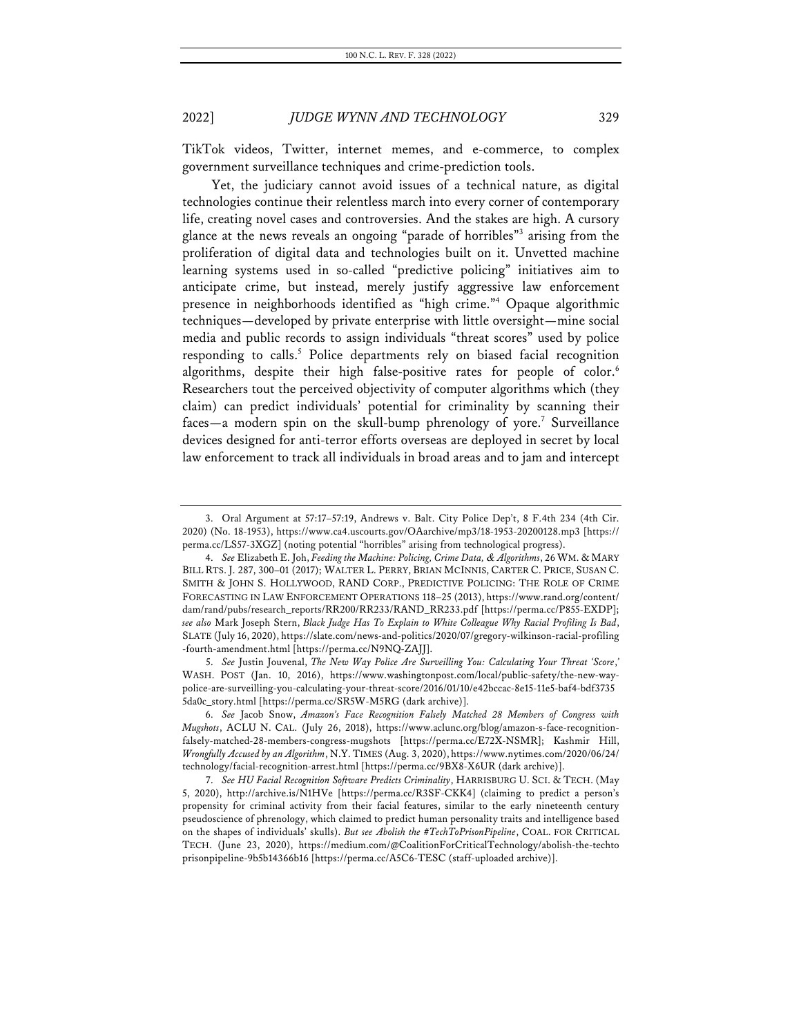TikTok videos, Twitter, internet memes, and e-commerce, to complex government surveillance techniques and crime-prediction tools.

Yet, the judiciary cannot avoid issues of a technical nature, as digital technologies continue their relentless march into every corner of contemporary life, creating novel cases and controversies. And the stakes are high. A cursory glance at the news reveals an ongoing "parade of horribles"[3] arising from the proliferation of digital data and technologies built on it. Unvetted machine learning systems used in so-called "predictive policing" initiatives aim to anticipate crime, but instead, merely justify aggressive law enforcement presence in neighborhoods identified as "high crime."[4] Opaque algorithmic techniques—developed by private enterprise with little oversight—mine social media and public records to assign individuals "threat scores" used by police responding to calls.[5] Police departments rely on biased facial recognition algorithms, despite their high false-positive rates for people of color.[6] Researchers tout the perceived objectivity of computer algorithms which (they claim) can predict individuals' potential for criminality by scanning their faces—a modern spin on the skull-bump phrenology of yore.[7] Surveillance devices designed for anti-terror efforts overseas are deployed in secret by local law enforcement to track all individuals in broad areas and to jam and intercept

---

3. Oral Argument at 57:17–57:19, Andrews v. Balt. City Police Dep't, 8 F.4th 234 (4th Cir. 2020) (No. 18-1953), https://www.ca4.uscourts.gov/OAarchive/mp3/18-1953-20200128.mp3 [https://perma.cc/LS57-3XGZ] (noting potential "horribles" arising from technological progress).

4. *See* Elizabeth E. Joh, *Feeding the Machine: Policing, Crime Data, & Algorithms*, 26 WM. & MARY BILL RTS. J. 287, 300–01 (2017); WALTER L. PERRY, BRIAN MCINNIS, CARTER C. PRICE, SUSAN C. SMITH & JOHN S. HOLLYWOOD, RAND CORP., PREDICTIVE POLICING: THE ROLE OF CRIME FORECASTING IN LAW ENFORCEMENT OPERATIONS 118–25 (2013), https://www.rand.org/content/dam/rand/pubs/research_reports/RR200/RR233/RAND_RR233.pdf [https://perma.cc/P855-EXDP]; *see also* Mark Joseph Stern, *Black Judge Has To Explain to White Colleague Why Racial Profiling Is Bad*, SLATE (July 16, 2020), https://slate.com/news-and-politics/2020/07/gregory-wilkinson-racial-profiling-fourth-amendment.html [https://perma.cc/N9NQ-ZAJJ].

5. *See* Justin Jouvenal, *The New Way Police Are Surveilling You: Calculating Your Threat 'Score*,*'* WASH. POST (Jan. 10, 2016), https://www.washingtonpost.com/local/public-safety/the-new-way-police-are-surveilling-you-calculating-your-threat-score/2016/01/10/e42bccac-8e15-11e5-baf4-bdf37355da0c_story.html [https://perma.cc/SR5W-M5RG (dark archive)].

6. *See* Jacob Snow, *Amazon's Face Recognition Falsely Matched 28 Members of Congress with Mugshots*, ACLU N. CAL. (July 26, 2018), https://www.aclunc.org/blog/amazon-s-face-recognition-falsely-matched-28-members-congress-mugshots [https://perma.cc/E72X-NSMR]; Kashmir Hill, *Wrongfully Accused by an Algorithm*, N.Y. TIMES (Aug. 3, 2020), https://www.nytimes.com/2020/06/24/technology/facial-recognition-arrest.html [https://perma.cc/9BX8-X6UR (dark archive)].

7. *See HU Facial Recognition Software Predicts Criminality*, HARRISBURG U. SCI. & TECH. (May 5, 2020), http://archive.is/N1HVe [https://perma.cc/R3SF-CKK4] (claiming to predict a person's propensity for criminal activity from their facial features, similar to the early nineteenth century pseudoscience of phrenology, which claimed to predict human personality traits and intelligence based on the shapes of individuals' skulls). *But see Abolish the #TechToPrisonPipeline*, COAL. FOR CRITICAL TECH. (June 23, 2020), https://medium.com/@CoalitionForCriticalTechnology/abolish-the-techtoprisonpipeline-9b5b14366b16 [https://perma.cc/A5C6-TESC (staff-uploaded archive)].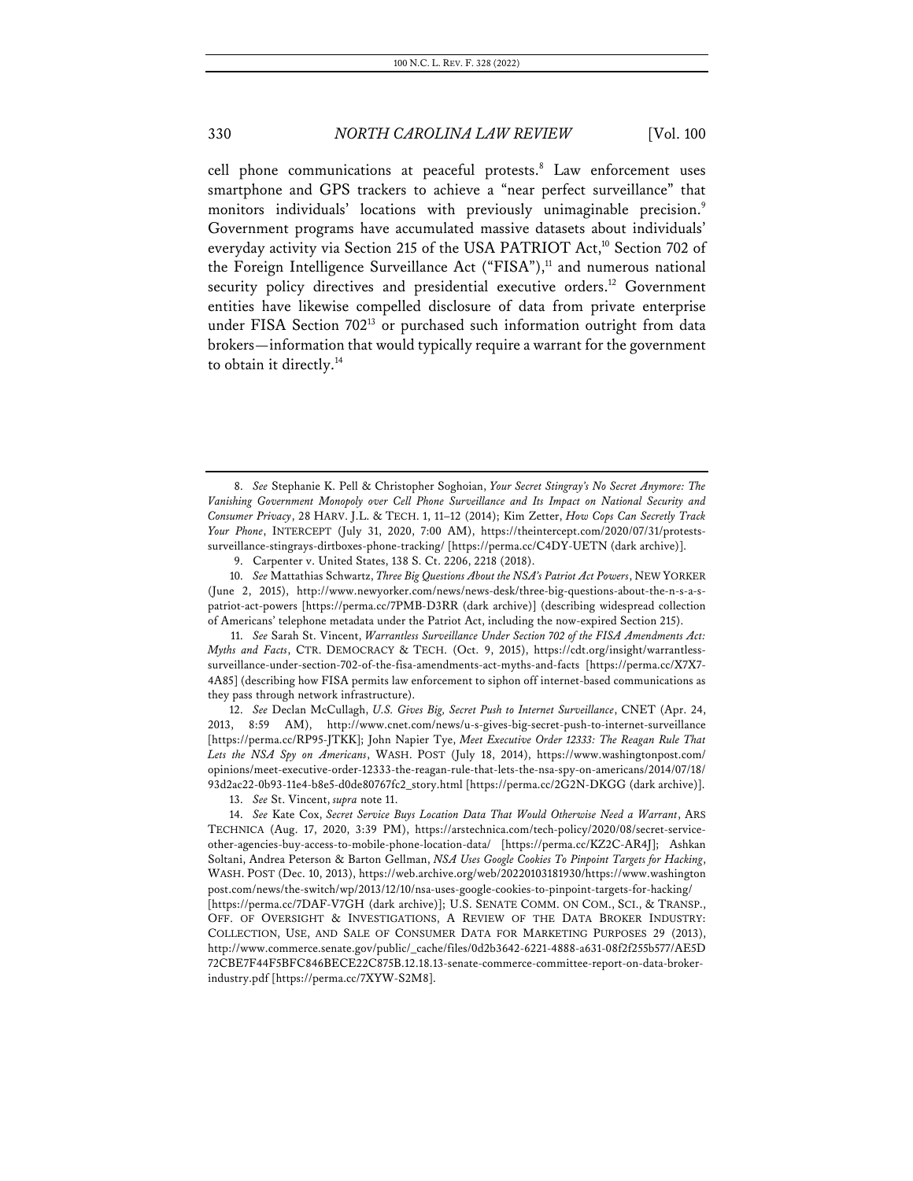cell phone communications at peaceful protests.[8] Law enforcement uses smartphone and GPS trackers to achieve a "near perfect surveillance" that monitors individuals' locations with previously unimaginable precision.[9] Government programs have accumulated massive datasets about individuals' everyday activity via Section 215 of the USA PATRIOT Act,[10] Section 702 of the Foreign Intelligence Surveillance Act ("FISA"),[11] and numerous national security policy directives and presidential executive orders.[12] Government entities have likewise compelled disclosure of data from private enterprise under FISA Section 702[13] or purchased such information outright from data brokers—information that would typically require a warrant for the government to obtain it directly.[14]

---

8. *See* Stephanie K. Pell & Christopher Soghoian, *Your Secret Stingray's No Secret Anymore: The Vanishing Government Monopoly over Cell Phone Surveillance and Its Impact on National Security and Consumer Privacy*, 28 HARV. J.L. & TECH. 1, 11–12 (2014); Kim Zetter, *How Cops Can Secretly Track Your Phone*, INTERCEPT (July 31, 2020, 7:00 AM), https://theintercept.com/2020/07/31/protests-surveillance-stingrays-dirtboxes-phone-tracking/ [https://perma.cc/C4DY-UETN (dark archive)].

9. Carpenter v. United States, 138 S. Ct. 2206, 2218 (2018).

10. *See* Mattathias Schwartz, *Three Big Questions About the NSA's Patriot Act Powers*, NEW YORKER (June 2, 2015), http://www.newyorker.com/news/news-desk/three-big-questions-about-the-n-s-a-s-patriot-act-powers [https://perma.cc/7PMB-D3RR (dark archive)] (describing widespread collection of Americans' telephone metadata under the Patriot Act, including the now-expired Section 215).

11. *See* Sarah St. Vincent, *Warrantless Surveillance Under Section 702 of the FISA Amendments Act: Myths and Facts*, CTR. DEMOCRACY & TECH. (Oct. 9, 2015), https://cdt.org/insight/warrantless-surveillance-under-section-702-of-the-fisa-amendments-act-myths-and-facts [https://perma.cc/X7X7-4A85] (describing how FISA permits law enforcement to siphon off internet-based communications as they pass through network infrastructure).

12. *See* Declan McCullagh, *U.S. Gives Big, Secret Push to Internet Surveillance*, CNET (Apr. 24, 2013, 8:59 AM), http://www.cnet.com/news/u-s-gives-big-secret-push-to-internet-surveillance [https://perma.cc/RP95-JTKK]; John Napier Tye, *Meet Executive Order 12333: The Reagan Rule That Lets the NSA Spy on Americans*, WASH. POST (July 18, 2014), https://www.washingtonpost.com/opinions/meet-executive-order-12333-the-reagan-rule-that-lets-the-nsa-spy-on-americans/2014/07/18/93d2ac22-0b93-11e4-b8e5-d0de80767fc2_story.html [https://perma.cc/2G2N-DKGG (dark archive)].

13. *See* St. Vincent, *supra* note 11.

14. *See* Kate Cox, *Secret Service Buys Location Data That Would Otherwise Need a Warrant*, ARS TECHNICA (Aug. 17, 2020, 3:39 PM), https://arstechnica.com/tech-policy/2020/08/secret-service-other-agencies-buy-access-to-mobile-phone-location-data/ [https://perma.cc/KZ2C-AR4J]; Ashkan Soltani, Andrea Peterson & Barton Gellman, *NSA Uses Google Cookies To Pinpoint Targets for Hacking*, WASH. POST (Dec. 10, 2013), https://web.archive.org/web/20220103181930/https://www.washingtonpost.com/news/the-switch/wp/2013/12/10/nsa-uses-google-cookies-to-pinpoint-targets-for-hacking/ [https://perma.cc/7DAF-V7GH (dark archive)]; U.S. SENATE COMM. ON COM., SCI., & TRANSP., OFF. OF OVERSIGHT & INVESTIGATIONS, A REVIEW OF THE DATA BROKER INDUSTRY: COLLECTION, USE, AND SALE OF CONSUMER DATA FOR MARKETING PURPOSES 29 (2013), http://www.commerce.senate.gov/public/_cache/files/0d2b3642-6221-4888-a631-08f2f255b577/AE5D72CBE7F44F5BFC846BECE22C875B.12.18.13-senate-commerce-committee-report-on-data-broker-industry.pdf [https://perma.cc/7XYW-S2M8].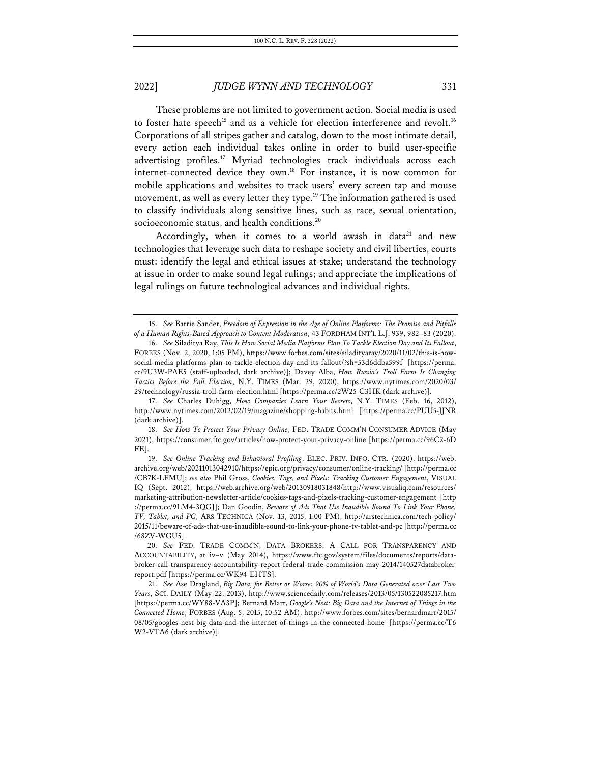These problems are not limited to government action. Social media is used to foster hate speech[15] and as a vehicle for election interference and revolt.[16] Corporations of all stripes gather and catalog, down to the most intimate detail, every action each individual takes online in order to build user-specific advertising profiles.[17] Myriad technologies track individuals across each internet-connected device they own.[18] For instance, it is now common for mobile applications and websites to track users' every screen tap and mouse movement, as well as every letter they type.[19] The information gathered is used to classify individuals along sensitive lines, such as race, sexual orientation, socioeconomic status, and health conditions.[20]

Accordingly, when it comes to a world awash in data[21] and new technologies that leverage such data to reshape society and civil liberties, courts must: identify the legal and ethical issues at stake; understand the technology at issue in order to make sound legal rulings; and appreciate the implications of legal rulings on future technological advances and individual rights.

---

15. *See* Barrie Sander, *Freedom of Expression in the Age of Online Platforms: The Promise and Pitfalls of a Human Rights-Based Approach to Content Moderation*, 43 FORDHAM INT'L L.J. 939, 982–83 (2020).

16. *See* Siladitya Ray, *This Is How Social Media Platforms Plan To Tackle Election Day and Its Fallout*, FORBES (Nov. 2, 2020, 1:05 PM), https://www.forbes.com/sites/siladityaray/2020/11/02/this-is-how-social-media-platforms-plan-to-tackle-election-day-and-its-fallout/?sh=53d6ddba599f [https://perma.cc/9U3W-PAE5 (staff-uploaded, dark archive)]; Davey Alba, *How Russia's Troll Farm Is Changing Tactics Before the Fall Election*, N.Y. TIMES (Mar. 29, 2020), https://www.nytimes.com/2020/03/29/technology/russia-troll-farm-election.html [https://perma.cc/2W25-C3HK (dark archive)].

17. *See* Charles Duhigg, *How Companies Learn Your Secrets*, N.Y. TIMES (Feb. 16, 2012), http://www.nytimes.com/2012/02/19/magazine/shopping-habits.html [https://perma.cc/PUU5-JJNR (dark archive)].

18. *See How To Protect Your Privacy Online*, FED. TRADE COMM'N CONSUMER ADVICE (May 2021), https://consumer.ftc.gov/articles/how-protect-your-privacy-online [https://perma.cc/96C2-6DFE].

19. *See Online Tracking and Behavioral Profiling*, ELEC. PRIV. INFO. CTR. (2020), https://web.archive.org/web/20211013042910/https://epic.org/privacy/consumer/online-tracking/ [http://perma.cc/CB7K-LFMU]; *see also* Phil Gross, *Cookies, Tags, and Pixels: Tracking Customer Engagement*, VISUAL IQ (Sept. 2012), https://web.archive.org/web/20130918031848/http://www.visualiq.com/resources/marketing-attribution-newsletter-article/cookies-tags-and-pixels-tracking-customer-engagement [http://perma.cc/9LM4-3QGJ]; Dan Goodin, *Beware of Ads That Use Inaudible Sound To Link Your Phone, TV, Tablet, and PC*, ARS TECHNICA (Nov. 13, 2015, 1:00 PM), http://arstechnica.com/tech-policy/2015/11/beware-of-ads-that-use-inaudible-sound-to-link-your-phone-tv-tablet-and-pc [http://perma.cc/68ZV-WGU5].

20. *See* FED. TRADE COMM'N, DATA BROKERS: A CALL FOR TRANSPARENCY AND ACCOUNTABILITY, at iv–v (May 2014), https://www.ftc.gov/system/files/documents/reports/data-broker-call-transparency-accountability-report-federal-trade-commission-may-2014/140527databrokerreport.pdf [https://perma.cc/WK94-EHTS].

21. *See* Åse Dragland, *Big Data, for Better or Worse: 90% of World's Data Generated over Last Two Years*, SCI. DAILY (May 22, 2013), http://www.sciencedaily.com/releases/2013/05/130522085217.htm [https://perma.cc/WY88-VA3P]; Bernard Marr, *Google's Nest: Big Data and the Internet of Things in the Connected Home*, FORBES (Aug. 5, 2015, 10:52 AM), http://www.forbes.com/sites/bernardmarr/2015/08/05/googles-nest-big-data-and-the-internet-of-things-in-the-connected-home [https://perma.cc/T6W2-VTA6 (dark archive)].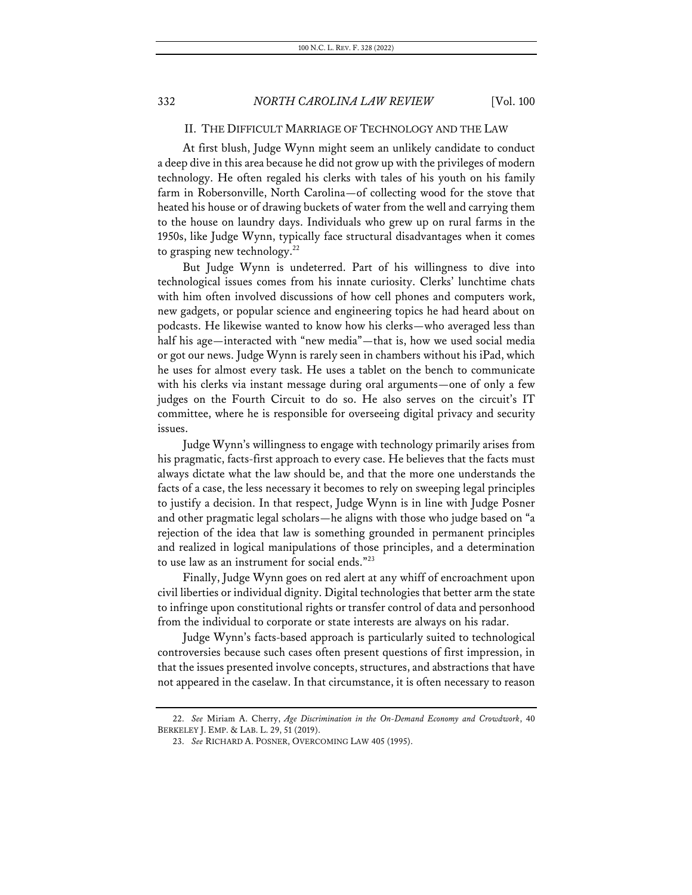## II. THE DIFFICULT MARRIAGE OF TECHNOLOGY AND THE LAW

At first blush, Judge Wynn might seem an unlikely candidate to conduct a deep dive in this area because he did not grow up with the privileges of modern technology. He often regaled his clerks with tales of his youth on his family farm in Robersonville, North Carolina—of collecting wood for the stove that heated his house or of drawing buckets of water from the well and carrying them to the house on laundry days. Individuals who grew up on rural farms in the 1950s, like Judge Wynn, typically face structural disadvantages when it comes to grasping new technology.[22]

But Judge Wynn is undeterred. Part of his willingness to dive into technological issues comes from his innate curiosity. Clerks' lunchtime chats with him often involved discussions of how cell phones and computers work, new gadgets, or popular science and engineering topics he had heard about on podcasts. He likewise wanted to know how his clerks—who averaged less than half his age—interacted with "new media"—that is, how we used social media or got our news. Judge Wynn is rarely seen in chambers without his iPad, which he uses for almost every task. He uses a tablet on the bench to communicate with his clerks via instant message during oral arguments—one of only a few judges on the Fourth Circuit to do so. He also serves on the circuit's IT committee, where he is responsible for overseeing digital privacy and security issues.

Judge Wynn's willingness to engage with technology primarily arises from his pragmatic, facts-first approach to every case. He believes that the facts must always dictate what the law should be, and that the more one understands the facts of a case, the less necessary it becomes to rely on sweeping legal principles to justify a decision. In that respect, Judge Wynn is in line with Judge Posner and other pragmatic legal scholars—he aligns with those who judge based on "a rejection of the idea that law is something grounded in permanent principles and realized in logical manipulations of those principles, and a determination to use law as an instrument for social ends."[23]

Finally, Judge Wynn goes on red alert at any whiff of encroachment upon civil liberties or individual dignity. Digital technologies that better arm the state to infringe upon constitutional rights or transfer control of data and personhood from the individual to corporate or state interests are always on his radar.

Judge Wynn's facts-based approach is particularly suited to technological controversies because such cases often present questions of first impression, in that the issues presented involve concepts, structures, and abstractions that have not appeared in the caselaw. In that circumstance, it is often necessary to reason

22. *See* Miriam A. Cherry, *Age Discrimination in the On-Demand Economy and Crowdwork*, 40 BERKELEY J. EMP. & LAB. L. 29, 51 (2019).

23. *See* RICHARD A. POSNER, OVERCOMING LAW 405 (1995).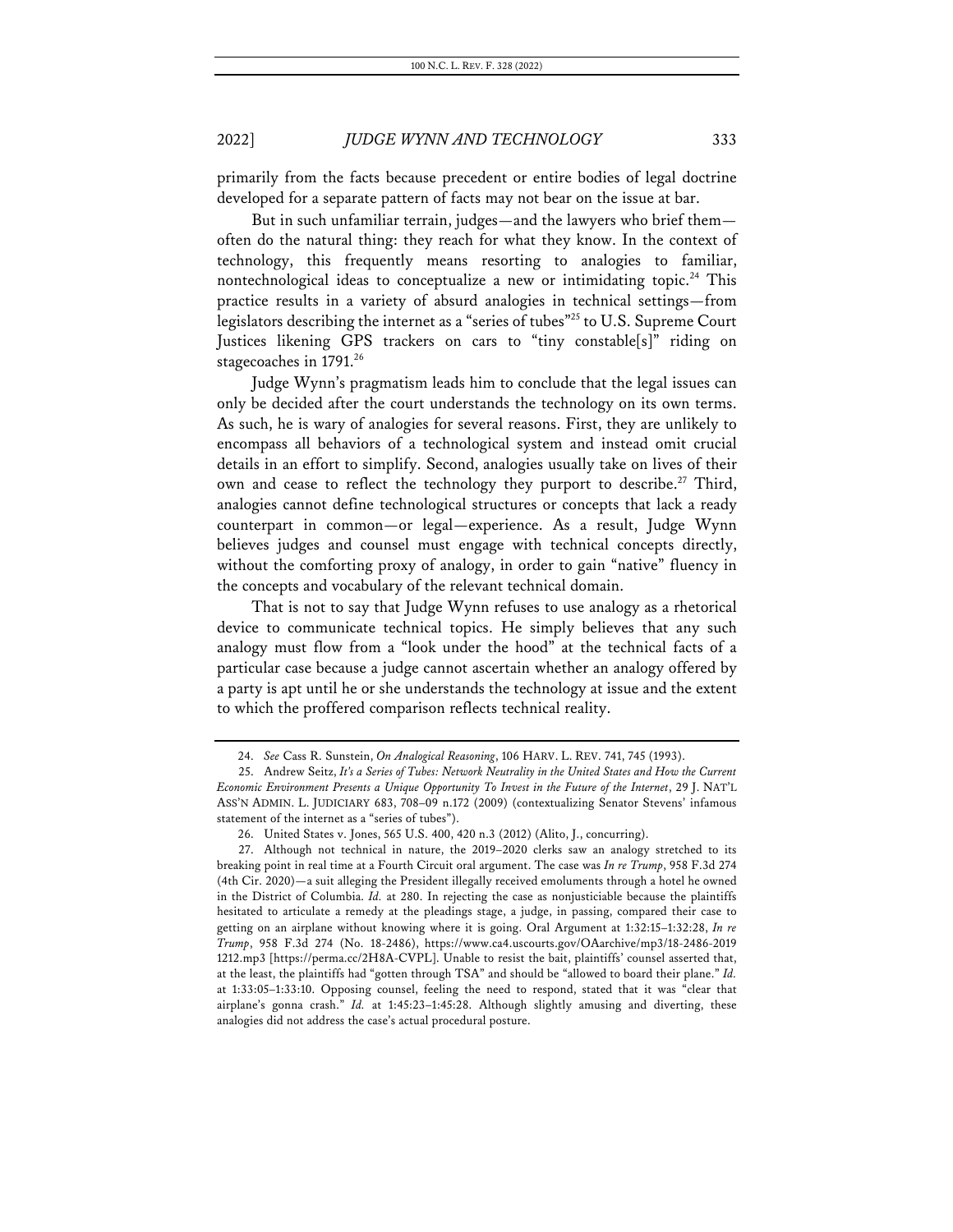primarily from the facts because precedent or entire bodies of legal doctrine developed for a separate pattern of facts may not bear on the issue at bar.

But in such unfamiliar terrain, judges—and the lawyers who brief them—often do the natural thing: they reach for what they know. In the context of technology, this frequently means resorting to analogies to familiar, nontechnological ideas to conceptualize a new or intimidating topic.[24] This practice results in a variety of absurd analogies in technical settings—from legislators describing the internet as a "series of tubes"[25] to U.S. Supreme Court Justices likening GPS trackers on cars to "tiny constable[s]" riding on stagecoaches in 1791.[26]

Judge Wynn's pragmatism leads him to conclude that the legal issues can only be decided after the court understands the technology on its own terms. As such, he is wary of analogies for several reasons. First, they are unlikely to encompass all behaviors of a technological system and instead omit crucial details in an effort to simplify. Second, analogies usually take on lives of their own and cease to reflect the technology they purport to describe.[27] Third, analogies cannot define technological structures or concepts that lack a ready counterpart in common—or legal—experience. As a result, Judge Wynn believes judges and counsel must engage with technical concepts directly, without the comforting proxy of analogy, in order to gain "native" fluency in the concepts and vocabulary of the relevant technical domain.

That is not to say that Judge Wynn refuses to use analogy as a rhetorical device to communicate technical topics. He simply believes that any such analogy must flow from a "look under the hood" at the technical facts of a particular case because a judge cannot ascertain whether an analogy offered by a party is apt until he or she understands the technology at issue and the extent to which the proffered comparison reflects technical reality.

---

24. *See* Cass R. Sunstein, *On Analogical Reasoning*, 106 HARV. L. REV. 741, 745 (1993).

25. Andrew Seitz, *It's a Series of Tubes: Network Neutrality in the United States and How the Current Economic Environment Presents a Unique Opportunity To Invest in the Future of the Internet*, 29 J. NAT'L ASS'N ADMIN. L. JUDICIARY 683, 708–09 n.172 (2009) (contextualizing Senator Stevens' infamous statement of the internet as a "series of tubes").

26. United States v. Jones, 565 U.S. 400, 420 n.3 (2012) (Alito, J., concurring).

27. Although not technical in nature, the 2019–2020 clerks saw an analogy stretched to its breaking point in real time at a Fourth Circuit oral argument. The case was *In re Trump*, 958 F.3d 274 (4th Cir. 2020)—a suit alleging the President illegally received emoluments through a hotel he owned in the District of Columbia. *Id.* at 280. In rejecting the case as nonjusticiable because the plaintiffs hesitated to articulate a remedy at the pleadings stage, a judge, in passing, compared their case to getting on an airplane without knowing where it is going. Oral Argument at 1:32:15–1:32:28, *In re Trump*, 958 F.3d 274 (No. 18-2486), https://www.ca4.uscourts.gov/OAarchive/mp3/18-2486-20191212.mp3 [https://perma.cc/2H8A-CVPL]. Unable to resist the bait, plaintiffs' counsel asserted that, at the least, the plaintiffs had "gotten through TSA" and should be "allowed to board their plane." *Id.* at 1:33:05–1:33:10. Opposing counsel, feeling the need to respond, stated that it was "clear that airplane's gonna crash." *Id.* at 1:45:23–1:45:28. Although slightly amusing and diverting, these analogies did not address the case's actual procedural posture.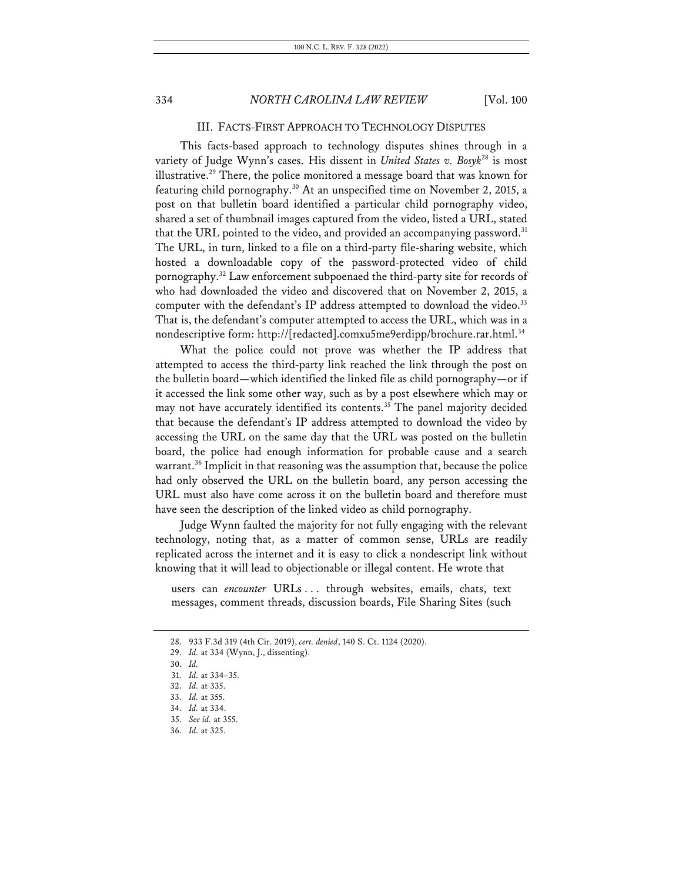## III. FACTS-FIRST APPROACH TO TECHNOLOGY DISPUTES

This facts-based approach to technology disputes shines through in a variety of Judge Wynn's cases. His dissent in *United States v. Bosyk*[28] is most illustrative.[29] There, the police monitored a message board that was known for featuring child pornography.[30] At an unspecified time on November 2, 2015, a post on that bulletin board identified a particular child pornography video, shared a set of thumbnail images captured from the video, listed a URL, stated that the URL pointed to the video, and provided an accompanying password.[31] The URL, in turn, linked to a file on a third-party file-sharing website, which hosted a downloadable copy of the password-protected video of child pornography.[32] Law enforcement subpoenaed the third-party site for records of who had downloaded the video and discovered that on November 2, 2015, a computer with the defendant's IP address attempted to download the video.[33] That is, the defendant's computer attempted to access the URL, which was in a nondescriptive form: http://[redacted].comxu5me9erdipp/brochure.rar.html.[34]

What the police could not prove was whether the IP address that attempted to access the third-party link reached the link through the post on the bulletin board—which identified the linked file as child pornography—or if it accessed the link some other way, such as by a post elsewhere which may or may not have accurately identified its contents.[35] The panel majority decided that because the defendant's IP address attempted to download the video by accessing the URL on the same day that the URL was posted on the bulletin board, the police had enough information for probable cause and a search warrant.[36] Implicit in that reasoning was the assumption that, because the police had only observed the URL on the bulletin board, any person accessing the URL must also have come across it on the bulletin board and therefore must have seen the description of the linked video as child pornography.

Judge Wynn faulted the majority for not fully engaging with the relevant technology, noting that, as a matter of common sense, URLs are readily replicated across the internet and it is easy to click a nondescript link without knowing that it will lead to objectionable or illegal content. He wrote that

> users can *encounter* URLs . . . through websites, emails, chats, text messages, comment threads, discussion boards, File Sharing Sites (such

---

28. 933 F.3d 319 (4th Cir. 2019), *cert. denied*, 140 S. Ct. 1124 (2020).
29. *Id.* at 334 (Wynn, J., dissenting).
30. *Id.*
31. *Id.* at 334–35.
32. *Id.* at 335.
33. *Id.* at 355.
34. *Id.* at 334.
35. *See id.* at 355.
36. *Id.* at 325.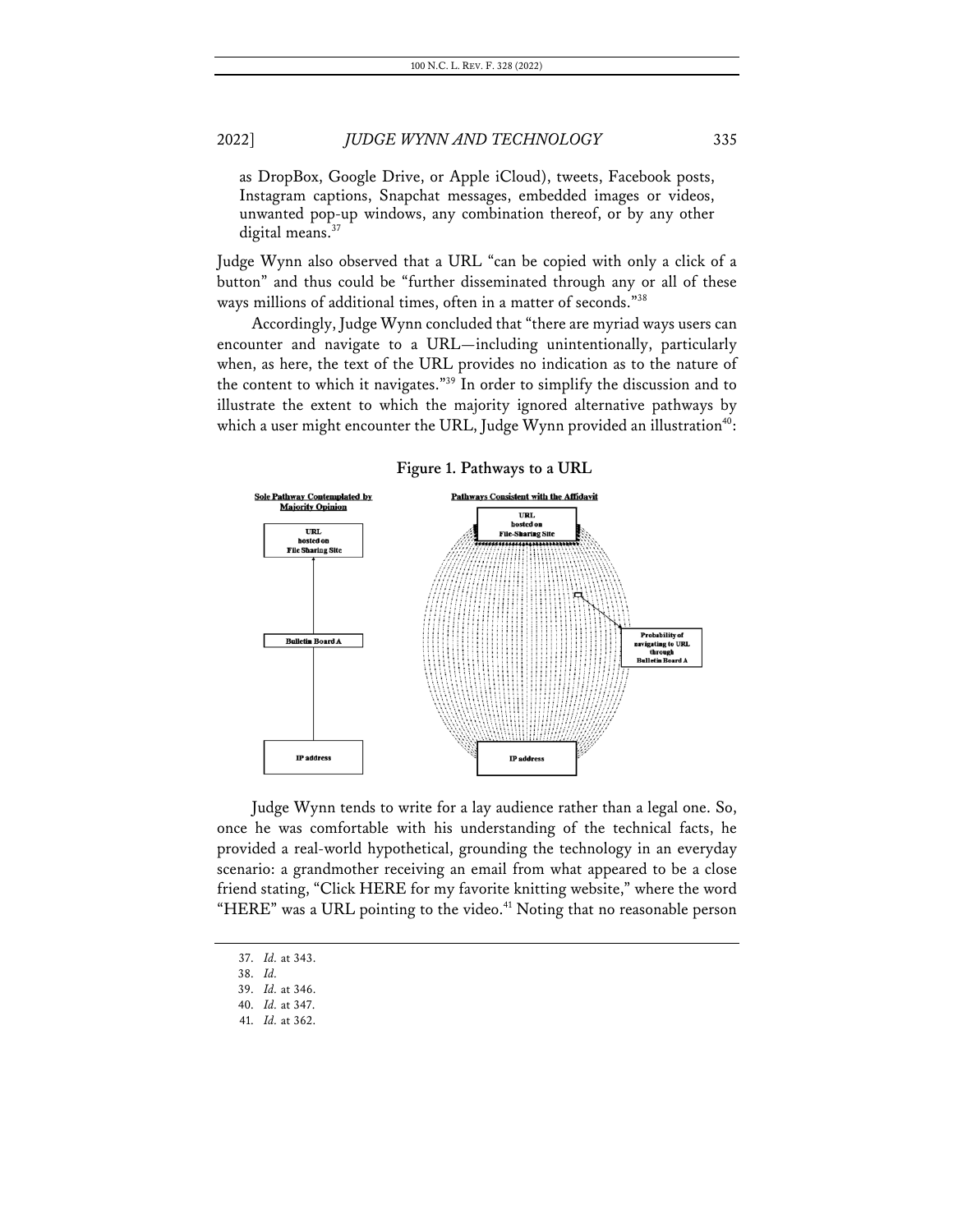as DropBox, Google Drive, or Apple iCloud), tweets, Facebook posts, Instagram captions, Snapchat messages, embedded images or videos, unwanted pop-up windows, any combination thereof, or by any other digital means.[37]

Judge Wynn also observed that a URL "can be copied with only a click of a button" and thus could be "further disseminated through any or all of these ways millions of additional times, often in a matter of seconds."[38]

Accordingly, Judge Wynn concluded that "there are myriad ways users can encounter and navigate to a URL—including unintentionally, particularly when, as here, the text of the URL provides no indication as to the nature of the content to which it navigates."[39] In order to simplify the discussion and to illustrate the extent to which the majority ignored alternative pathways by which a user might encounter the URL, Judge Wynn provided an illustration[40]:

**Figure 1. Pathways to a URL**

Sole Pathway Contemplated by Majority Opinion

URL hosted on File Sharing Site

Bulletin Board A

IP address

Pathways Consistent with the Affidavit

URL hosted on File-Sharing Site

Probability of navigating to URL through Bulletin Board A

IP address

Judge Wynn tends to write for a lay audience rather than a legal one. So, once he was comfortable with his understanding of the technical facts, he provided a real-world hypothetical, grounding the technology in an everyday scenario: a grandmother receiving an email from what appeared to be a close friend stating, "Click HERE for my favorite knitting website," where the word "HERE" was a URL pointing to the video.[41] Noting that no reasonable person

---

37. *Id.* at 343.

38. *Id.*

39. *Id.* at 346.

40. *Id.* at 347.

41. *Id.* at 362.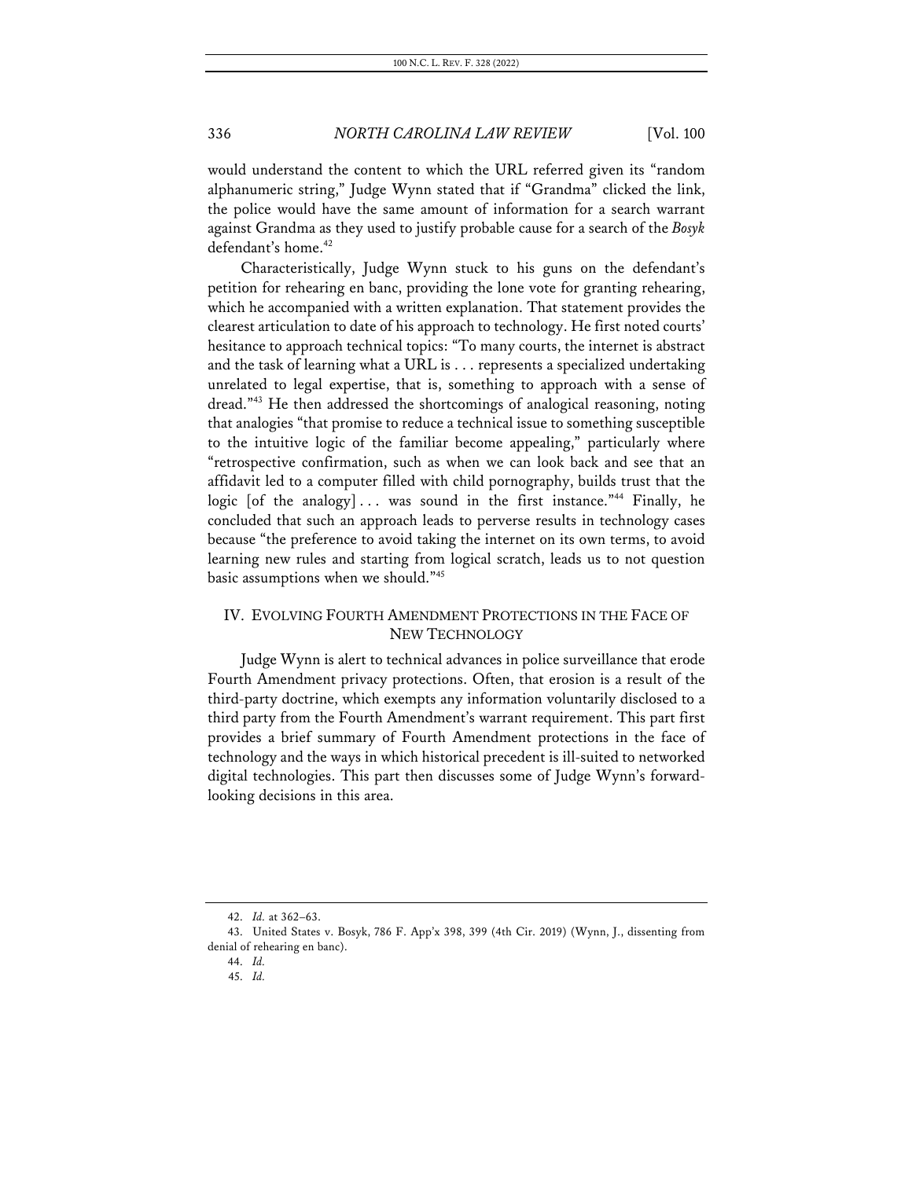would understand the content to which the URL referred given its "random alphanumeric string," Judge Wynn stated that if "Grandma" clicked the link, the police would have the same amount of information for a search warrant against Grandma as they used to justify probable cause for a search of the *Bosyk* defendant's home.[42]

Characteristically, Judge Wynn stuck to his guns on the defendant's petition for rehearing en banc, providing the lone vote for granting rehearing, which he accompanied with a written explanation. That statement provides the clearest articulation to date of his approach to technology. He first noted courts' hesitance to approach technical topics: "To many courts, the internet is abstract and the task of learning what a URL is . . . represents a specialized undertaking unrelated to legal expertise, that is, something to approach with a sense of dread."[43] He then addressed the shortcomings of analogical reasoning, noting that analogies "that promise to reduce a technical issue to something susceptible to the intuitive logic of the familiar become appealing," particularly where "retrospective confirmation, such as when we can look back and see that an affidavit led to a computer filled with child pornography, builds trust that the logic [of the analogy] . . . was sound in the first instance."[44] Finally, he concluded that such an approach leads to perverse results in technology cases because "the preference to avoid taking the internet on its own terms, to avoid learning new rules and starting from logical scratch, leads us to not question basic assumptions when we should."[45]

## IV. EVOLVING FOURTH AMENDMENT PROTECTIONS IN THE FACE OF NEW TECHNOLOGY

Judge Wynn is alert to technical advances in police surveillance that erode Fourth Amendment privacy protections. Often, that erosion is a result of the third-party doctrine, which exempts any information voluntarily disclosed to a third party from the Fourth Amendment's warrant requirement. This part first provides a brief summary of Fourth Amendment protections in the face of technology and the ways in which historical precedent is ill-suited to networked digital technologies. This part then discusses some of Judge Wynn's forward-looking decisions in this area.

---

42. *Id.* at 362–63.

43. United States v. Bosyk, 786 F. App'x 398, 399 (4th Cir. 2019) (Wynn, J., dissenting from denial of rehearing en banc).

44. *Id.*

45. *Id.*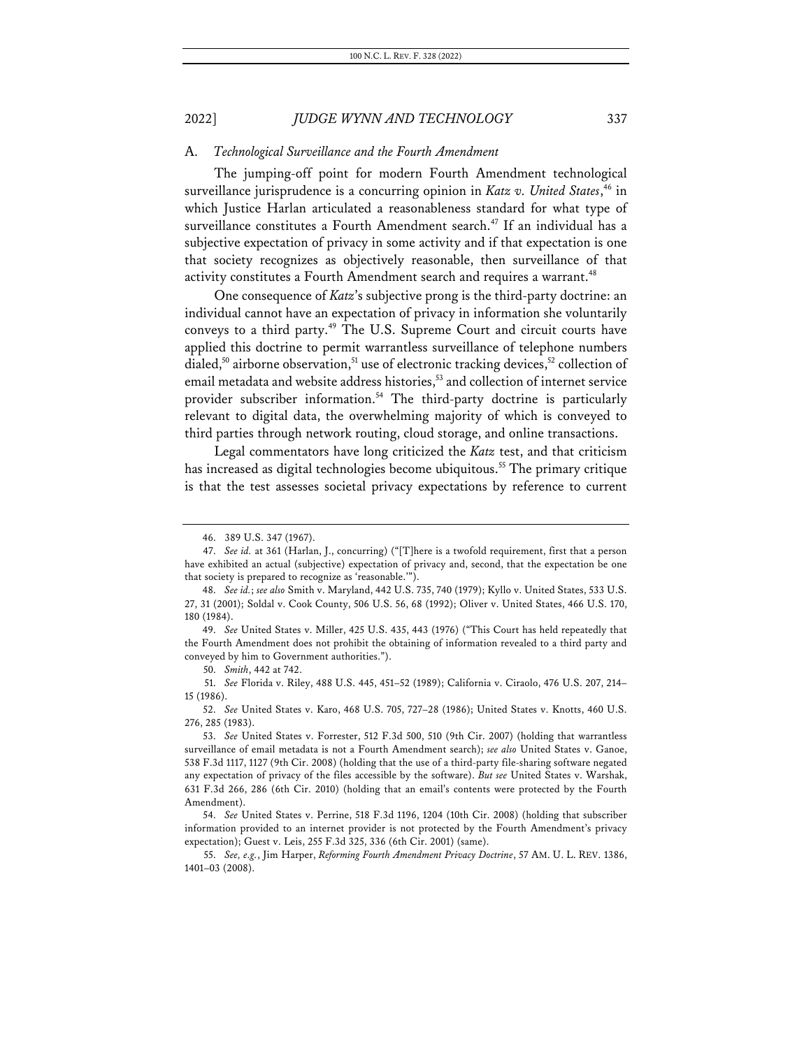## A. *Technological Surveillance and the Fourth Amendment*

The jumping-off point for modern Fourth Amendment technological surveillance jurisprudence is a concurring opinion in *Katz v. United States*,[46] in which Justice Harlan articulated a reasonableness standard for what type of surveillance constitutes a Fourth Amendment search.[47] If an individual has a subjective expectation of privacy in some activity and if that expectation is one that society recognizes as objectively reasonable, then surveillance of that activity constitutes a Fourth Amendment search and requires a warrant.[48]

One consequence of *Katz*'s subjective prong is the third-party doctrine: an individual cannot have an expectation of privacy in information she voluntarily conveys to a third party.[49] The U.S. Supreme Court and circuit courts have applied this doctrine to permit warrantless surveillance of telephone numbers dialed,[50] airborne observation,[51] use of electronic tracking devices,[52] collection of email metadata and website address histories,[53] and collection of internet service provider subscriber information.[54] The third-party doctrine is particularly relevant to digital data, the overwhelming majority of which is conveyed to third parties through network routing, cloud storage, and online transactions.

Legal commentators have long criticized the *Katz* test, and that criticism has increased as digital technologies become ubiquitous.[55] The primary critique is that the test assesses societal privacy expectations by reference to current

---

46. 389 U.S. 347 (1967).

47. *See id.* at 361 (Harlan, J., concurring) ("[T]here is a twofold requirement, first that a person have exhibited an actual (subjective) expectation of privacy and, second, that the expectation be one that society is prepared to recognize as 'reasonable.'").

48. *See id.*; *see also* Smith v. Maryland, 442 U.S. 735, 740 (1979); Kyllo v. United States, 533 U.S. 27, 31 (2001); Soldal v. Cook County, 506 U.S. 56, 68 (1992); Oliver v. United States, 466 U.S. 170, 180 (1984).

49. *See* United States v. Miller, 425 U.S. 435, 443 (1976) ("This Court has held repeatedly that the Fourth Amendment does not prohibit the obtaining of information revealed to a third party and conveyed by him to Government authorities.").

50. *Smith*, 442 at 742.

51. *See* Florida v. Riley, 488 U.S. 445, 451–52 (1989); California v. Ciraolo, 476 U.S. 207, 214–15 (1986).

52. *See* United States v. Karo, 468 U.S. 705, 727–28 (1986); United States v. Knotts, 460 U.S. 276, 285 (1983).

53. *See* United States v. Forrester, 512 F.3d 500, 510 (9th Cir. 2007) (holding that warrantless surveillance of email metadata is not a Fourth Amendment search); *see also* United States v. Ganoe, 538 F.3d 1117, 1127 (9th Cir. 2008) (holding that the use of a third-party file-sharing software negated any expectation of privacy of the files accessible by the software). *But see* United States v. Warshak, 631 F.3d 266, 286 (6th Cir. 2010) (holding that an email's contents were protected by the Fourth Amendment).

54. *See* United States v. Perrine, 518 F.3d 1196, 1204 (10th Cir. 2008) (holding that subscriber information provided to an internet provider is not protected by the Fourth Amendment's privacy expectation); Guest v. Leis, 255 F.3d 325, 336 (6th Cir. 2001) (same).

55. *See, e.g.*, Jim Harper, *Reforming Fourth Amendment Privacy Doctrine*, 57 AM. U. L. REV. 1386, 1401–03 (2008).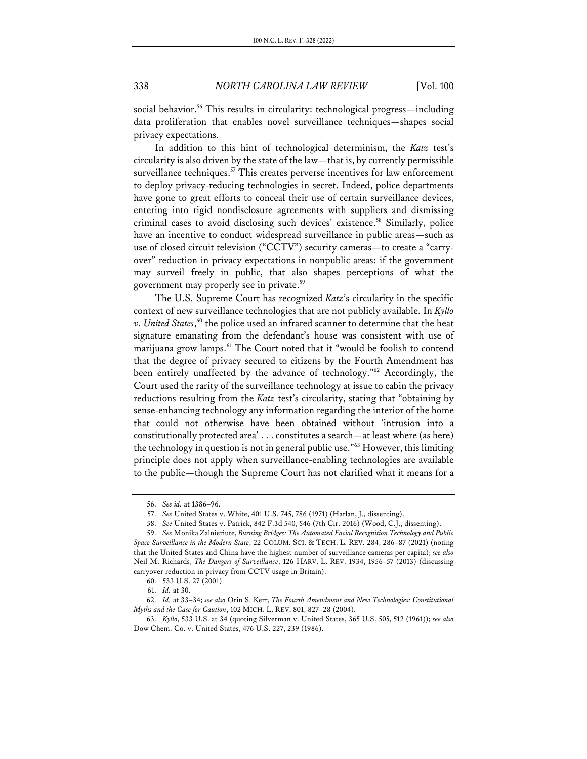social behavior.[56] This results in circularity: technological progress—including data proliferation that enables novel surveillance techniques—shapes social privacy expectations.

In addition to this hint of technological determinism, the *Katz* test's circularity is also driven by the state of the law—that is, by currently permissible surveillance techniques.[57] This creates perverse incentives for law enforcement to deploy privacy-reducing technologies in secret. Indeed, police departments have gone to great efforts to conceal their use of certain surveillance devices, entering into rigid nondisclosure agreements with suppliers and dismissing criminal cases to avoid disclosing such devices' existence.[58] Similarly, police have an incentive to conduct widespread surveillance in public areas—such as use of closed circuit television ("CCTV") security cameras—to create a "carry-over" reduction in privacy expectations in nonpublic areas: if the government may surveil freely in public, that also shapes perceptions of what the government may properly see in private.[59]

The U.S. Supreme Court has recognized *Katz*'s circularity in the specific context of new surveillance technologies that are not publicly available. In *Kyllo v. United States*,[60] the police used an infrared scanner to determine that the heat signature emanating from the defendant's house was consistent with use of marijuana grow lamps.[61] The Court noted that it "would be foolish to contend that the degree of privacy secured to citizens by the Fourth Amendment has been entirely unaffected by the advance of technology."[62] Accordingly, the Court used the rarity of the surveillance technology at issue to cabin the privacy reductions resulting from the *Katz* test's circularity, stating that "obtaining by sense-enhancing technology any information regarding the interior of the home that could not otherwise have been obtained without 'intrusion into a constitutionally protected area' . . . constitutes a search—at least where (as here) the technology in question is not in general public use."[63] However, this limiting principle does not apply when surveillance-enabling technologies are available to the public—though the Supreme Court has not clarified what it means for a

---

56. *See id.* at 1386–96.

57. *See* United States v. White, 401 U.S. 745, 786 (1971) (Harlan, J., dissenting).

58. *See* United States v. Patrick, 842 F.3d 540, 546 (7th Cir. 2016) (Wood, C.J., dissenting).

59. *See* Monika Zalnieriute, *Burning Bridges: The Automated Facial Recognition Technology and Public Space Surveillance in the Modern State*, 22 COLUM. SCI. & TECH. L. REV. 284, 286–87 (2021) (noting that the United States and China have the highest number of surveillance cameras per capita); *see also* Neil M. Richards, *The Dangers of Surveillance*, 126 HARV. L. REV. 1934, 1956–57 (2013) (discussing carryover reduction in privacy from CCTV usage in Britain).

60. 533 U.S. 27 (2001).

61. *Id.* at 30.

62. *Id.* at 33–34; *see also* Orin S. Kerr, *The Fourth Amendment and New Technologies: Constitutional Myths and the Case for Caution*, 102 MICH. L. REV. 801, 827–28 (2004).

63. *Kyllo*, 533 U.S. at 34 (quoting Silverman v. United States, 365 U.S. 505, 512 (1961)); *see also* Dow Chem. Co. v. United States, 476 U.S. 227, 239 (1986).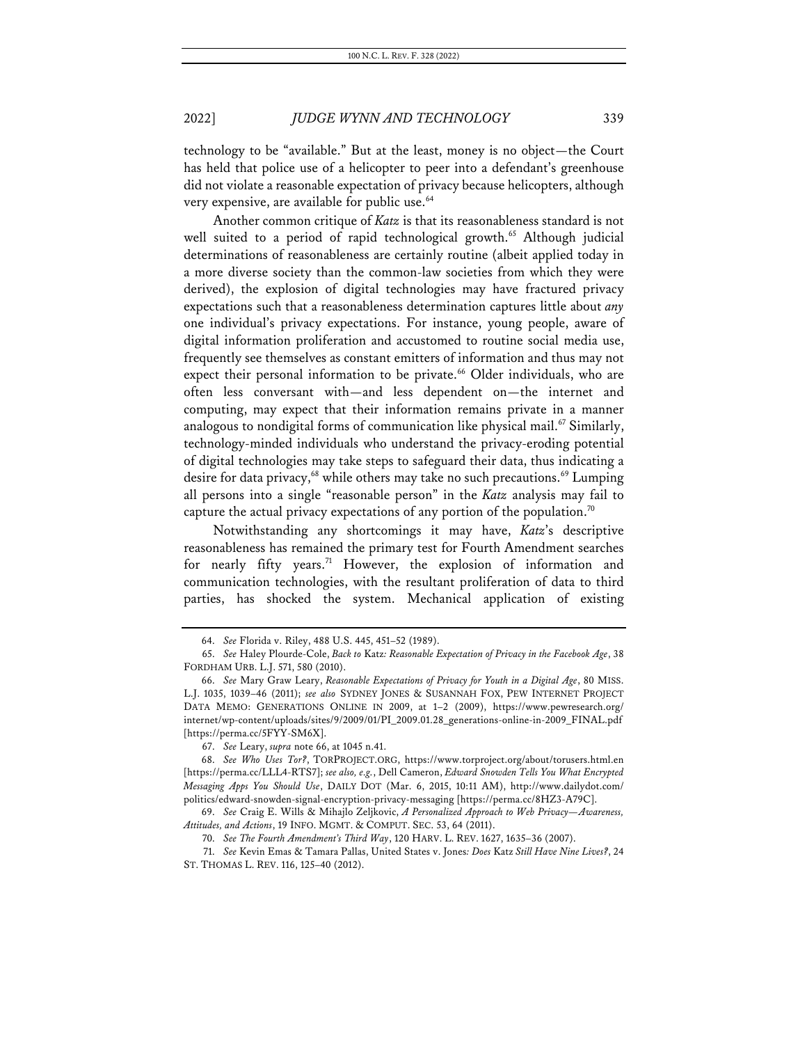technology to be "available." But at the least, money is no object—the Court has held that police use of a helicopter to peer into a defendant's greenhouse did not violate a reasonable expectation of privacy because helicopters, although very expensive, are available for public use.[64]

Another common critique of *Katz* is that its reasonableness standard is not well suited to a period of rapid technological growth.[65] Although judicial determinations of reasonableness are certainly routine (albeit applied today in a more diverse society than the common-law societies from which they were derived), the explosion of digital technologies may have fractured privacy expectations such that a reasonableness determination captures little about *any* one individual's privacy expectations. For instance, young people, aware of digital information proliferation and accustomed to routine social media use, frequently see themselves as constant emitters of information and thus may not expect their personal information to be private.[66] Older individuals, who are often less conversant with—and less dependent on—the internet and computing, may expect that their information remains private in a manner analogous to nondigital forms of communication like physical mail.[67] Similarly, technology-minded individuals who understand the privacy-eroding potential of digital technologies may take steps to safeguard their data, thus indicating a desire for data privacy,[68] while others may take no such precautions.[69] Lumping all persons into a single "reasonable person" in the *Katz* analysis may fail to capture the actual privacy expectations of any portion of the population.[70]

Notwithstanding any shortcomings it may have, *Katz*'s descriptive reasonableness has remained the primary test for Fourth Amendment searches for nearly fifty years.[71] However, the explosion of information and communication technologies, with the resultant proliferation of data to third parties, has shocked the system. Mechanical application of existing

---

64. *See* Florida v. Riley, 488 U.S. 445, 451–52 (1989).

65. *See* Haley Plourde-Cole, *Back to* Katz*: Reasonable Expectation of Privacy in the Facebook Age*, 38 FORDHAM URB. L.J. 571, 580 (2010).

66. *See* Mary Graw Leary, *Reasonable Expectations of Privacy for Youth in a Digital Age*, 80 MISS. L.J. 1035, 1039–46 (2011); *see also* SYDNEY JONES & SUSANNAH FOX, PEW INTERNET PROJECT DATA MEMO: GENERATIONS ONLINE IN 2009, at 1–2 (2009), https://www.pewresearch.org/internet/wp-content/uploads/sites/9/2009/01/PI_2009.01.28_generations-online-in-2009_FINAL.pdf [https://perma.cc/5FYY-SM6X].

67. *See* Leary, *supra* note 66, at 1045 n.41.

68. *See Who Uses Tor?*, TORPROJECT.ORG, https://www.torproject.org/about/torusers.html.en [https://perma.cc/LLL4-RTS7]; *see also, e.g.*, Dell Cameron, *Edward Snowden Tells You What Encrypted Messaging Apps You Should Use*, DAILY DOT (Mar. 6, 2015, 10:11 AM), http://www.dailydot.com/politics/edward-snowden-signal-encryption-privacy-messaging [https://perma.cc/8HZ3-A79C].

69. *See* Craig E. Wills & Mihajlo Zeljkovic, *A Personalized Approach to Web Privacy—Awareness, Attitudes, and Actions*, 19 INFO. MGMT. & COMPUT. SEC. 53, 64 (2011).

70. *See The Fourth Amendment's Third Way*, 120 HARV. L. REV. 1627, 1635–36 (2007).

71. *See* Kevin Emas & Tamara Pallas, United States v. Jones*: Does* Katz *Still Have Nine Lives?*, 24 ST. THOMAS L. REV. 116, 125–40 (2012).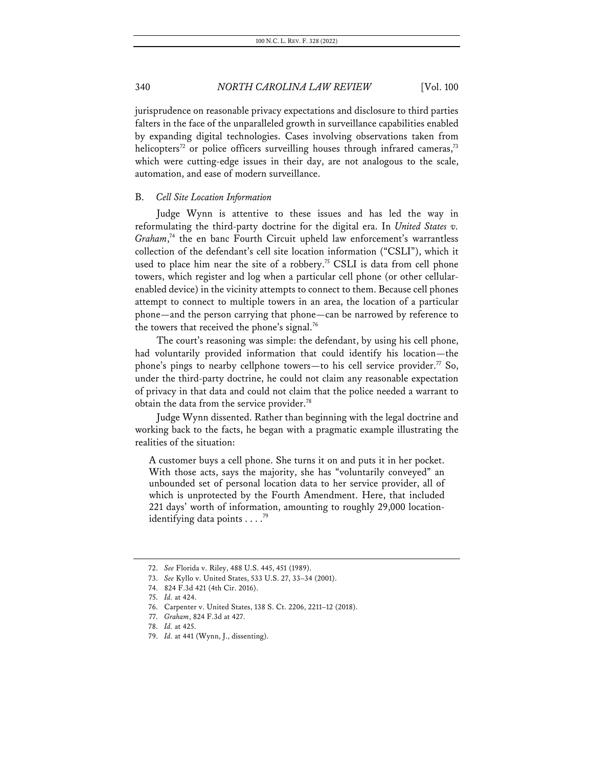jurisprudence on reasonable privacy expectations and disclosure to third parties falters in the face of the unparalleled growth in surveillance capabilities enabled by expanding digital technologies. Cases involving observations taken from helicopters[72] or police officers surveilling houses through infrared cameras,[73] which were cutting-edge issues in their day, are not analogous to the scale, automation, and ease of modern surveillance.

### B. *Cell Site Location Information*

Judge Wynn is attentive to these issues and has led the way in reformulating the third-party doctrine for the digital era. In *United States v. Graham*,[74] the en banc Fourth Circuit upheld law enforcement's warrantless collection of the defendant's cell site location information ("CSLI"), which it used to place him near the site of a robbery.[75] CSLI is data from cell phone towers, which register and log when a particular cell phone (or other cellular-enabled device) in the vicinity attempts to connect to them. Because cell phones attempt to connect to multiple towers in an area, the location of a particular phone—and the person carrying that phone—can be narrowed by reference to the towers that received the phone's signal.[76]

The court's reasoning was simple: the defendant, by using his cell phone, had voluntarily provided information that could identify his location—the phone's pings to nearby cellphone towers—to his cell service provider.[77] So, under the third-party doctrine, he could not claim any reasonable expectation of privacy in that data and could not claim that the police needed a warrant to obtain the data from the service provider.[78]

Judge Wynn dissented. Rather than beginning with the legal doctrine and working back to the facts, he began with a pragmatic example illustrating the realities of the situation:

> A customer buys a cell phone. She turns it on and puts it in her pocket. With those acts, says the majority, she has "voluntarily conveyed" an unbounded set of personal location data to her service provider, all of which is unprotected by the Fourth Amendment. Here, that included 221 days' worth of information, amounting to roughly 29,000 location-identifying data points . . . .[79]

---

72. *See* Florida v. Riley, 488 U.S. 445, 451 (1989).
73. *See* Kyllo v. United States, 533 U.S. 27, 33–34 (2001).
74. 824 F.3d 421 (4th Cir. 2016).
75. *Id.* at 424.
76. Carpenter v. United States, 138 S. Ct. 2206, 2211–12 (2018).
77. *Graham*, 824 F.3d at 427.
78. *Id.* at 425.
79. *Id.* at 441 (Wynn, J., dissenting).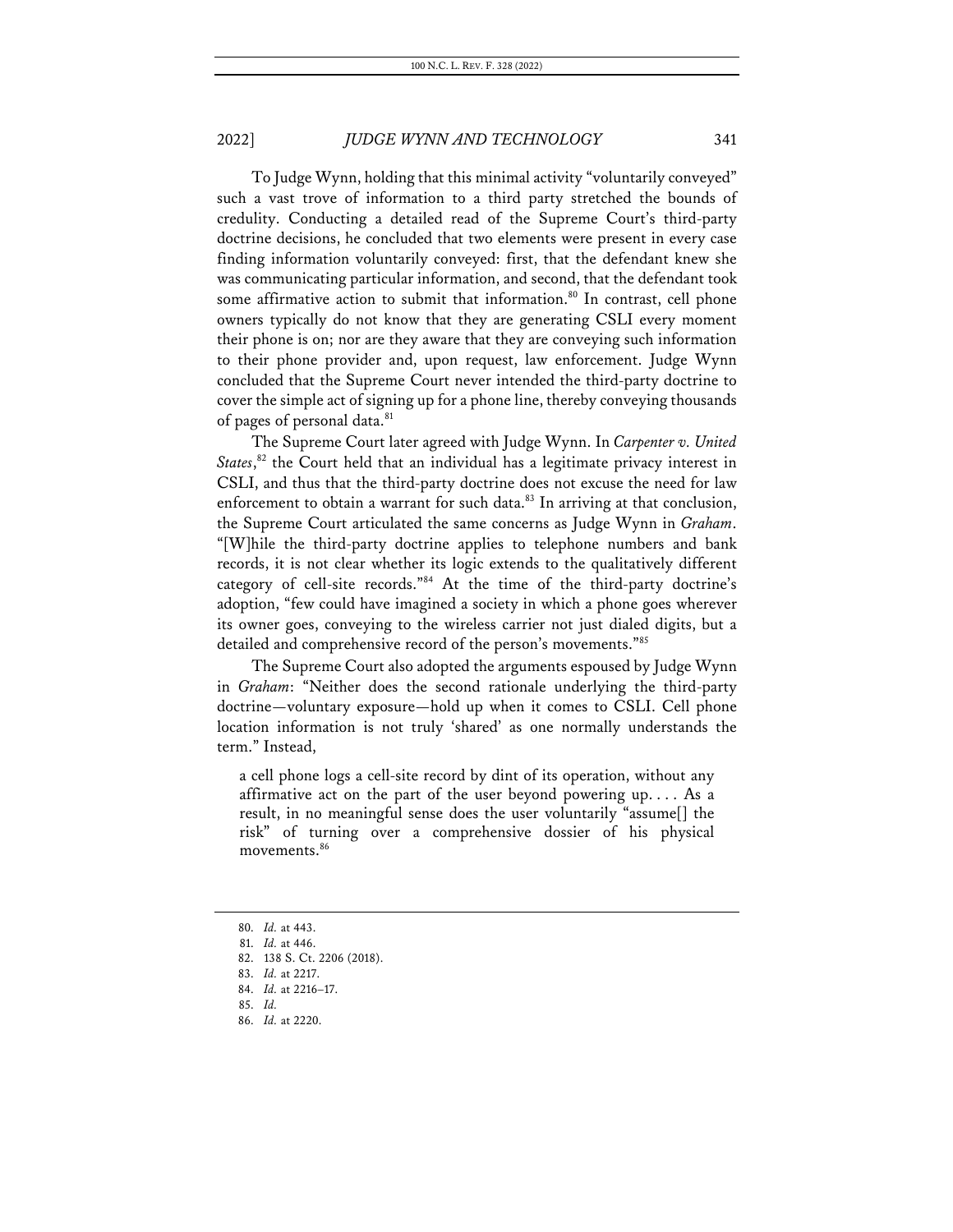To Judge Wynn, holding that this minimal activity "voluntarily conveyed" such a vast trove of information to a third party stretched the bounds of credulity. Conducting a detailed read of the Supreme Court's third-party doctrine decisions, he concluded that two elements were present in every case finding information voluntarily conveyed: first, that the defendant knew she was communicating particular information, and second, that the defendant took some affirmative action to submit that information.[80] In contrast, cell phone owners typically do not know that they are generating CSLI every moment their phone is on; nor are they aware that they are conveying such information to their phone provider and, upon request, law enforcement. Judge Wynn concluded that the Supreme Court never intended the third-party doctrine to cover the simple act of signing up for a phone line, thereby conveying thousands of pages of personal data.[81]

The Supreme Court later agreed with Judge Wynn. In *Carpenter v. United States*,[82] the Court held that an individual has a legitimate privacy interest in CSLI, and thus that the third-party doctrine does not excuse the need for law enforcement to obtain a warrant for such data.[83] In arriving at that conclusion, the Supreme Court articulated the same concerns as Judge Wynn in *Graham*. "[W]hile the third-party doctrine applies to telephone numbers and bank records, it is not clear whether its logic extends to the qualitatively different category of cell-site records."[84] At the time of the third-party doctrine's adoption, "few could have imagined a society in which a phone goes wherever its owner goes, conveying to the wireless carrier not just dialed digits, but a detailed and comprehensive record of the person's movements."[85]

The Supreme Court also adopted the arguments espoused by Judge Wynn in *Graham*: "Neither does the second rationale underlying the third-party doctrine—voluntary exposure—hold up when it comes to CSLI. Cell phone location information is not truly 'shared' as one normally understands the term." Instead,

> a cell phone logs a cell-site record by dint of its operation, without any affirmative act on the part of the user beyond powering up. . . . As a result, in no meaningful sense does the user voluntarily "assume[] the risk" of turning over a comprehensive dossier of his physical movements.[86]

---

80. *Id.* at 443.
81. *Id.* at 446.
82. 138 S. Ct. 2206 (2018).
83. *Id.* at 2217.
84. *Id.* at 2216–17.
85. *Id.*
86. *Id.* at 2220.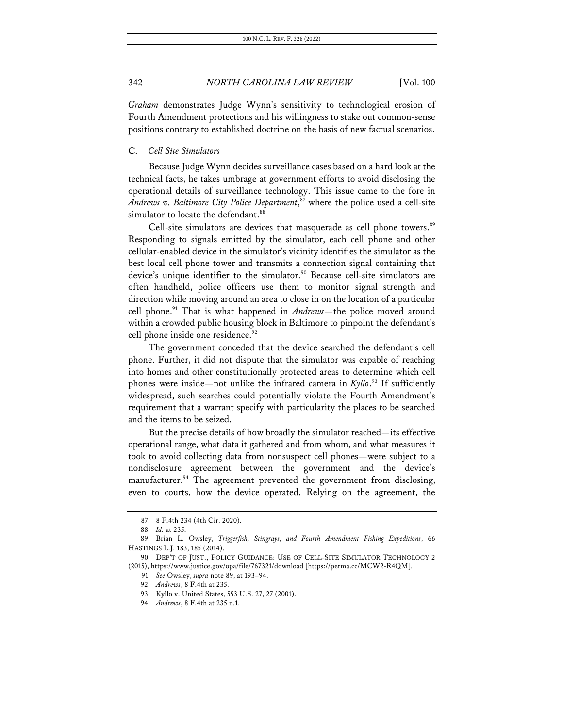*Graham* demonstrates Judge Wynn's sensitivity to technological erosion of Fourth Amendment protections and his willingness to stake out common-sense positions contrary to established doctrine on the basis of new factual scenarios.

### C. *Cell Site Simulators*

Because Judge Wynn decides surveillance cases based on a hard look at the technical facts, he takes umbrage at government efforts to avoid disclosing the operational details of surveillance technology. This issue came to the fore in *Andrews v. Baltimore City Police Department*,[87] where the police used a cell-site simulator to locate the defendant.[88]

Cell-site simulators are devices that masquerade as cell phone towers.[89] Responding to signals emitted by the simulator, each cell phone and other cellular-enabled device in the simulator's vicinity identifies the simulator as the best local cell phone tower and transmits a connection signal containing that device's unique identifier to the simulator.[90] Because cell-site simulators are often handheld, police officers use them to monitor signal strength and direction while moving around an area to close in on the location of a particular cell phone.[91] That is what happened in *Andrews*—the police moved around within a crowded public housing block in Baltimore to pinpoint the defendant's cell phone inside one residence.[92]

The government conceded that the device searched the defendant's cell phone. Further, it did not dispute that the simulator was capable of reaching into homes and other constitutionally protected areas to determine which cell phones were inside—not unlike the infrared camera in *Kyllo*.[93] If sufficiently widespread, such searches could potentially violate the Fourth Amendment's requirement that a warrant specify with particularity the places to be searched and the items to be seized.

But the precise details of how broadly the simulator reached—its effective operational range, what data it gathered and from whom, and what measures it took to avoid collecting data from nonsuspect cell phones—were subject to a nondisclosure agreement between the government and the device's manufacturer.[94] The agreement prevented the government from disclosing, even to courts, how the device operated. Relying on the agreement, the

---

87. 8 F.4th 234 (4th Cir. 2020).

88. *Id.* at 235.

89. Brian L. Owsley, *Triggerfish, Stingrays, and Fourth Amendment Fishing Expeditions*, 66 HASTINGS L.J. 183, 185 (2014).

90. DEP'T OF JUST., POLICY GUIDANCE: USE OF CELL-SITE SIMULATOR TECHNOLOGY 2 (2015), https://www.justice.gov/opa/file/767321/download [https://perma.cc/MCW2-R4QM].

91. *See* Owsley, *supra* note 89, at 193–94.

92. *Andrews*, 8 F.4th at 235.

93. Kyllo v. United States, 553 U.S. 27, 27 (2001).

94. *Andrews*, 8 F.4th at 235 n.1.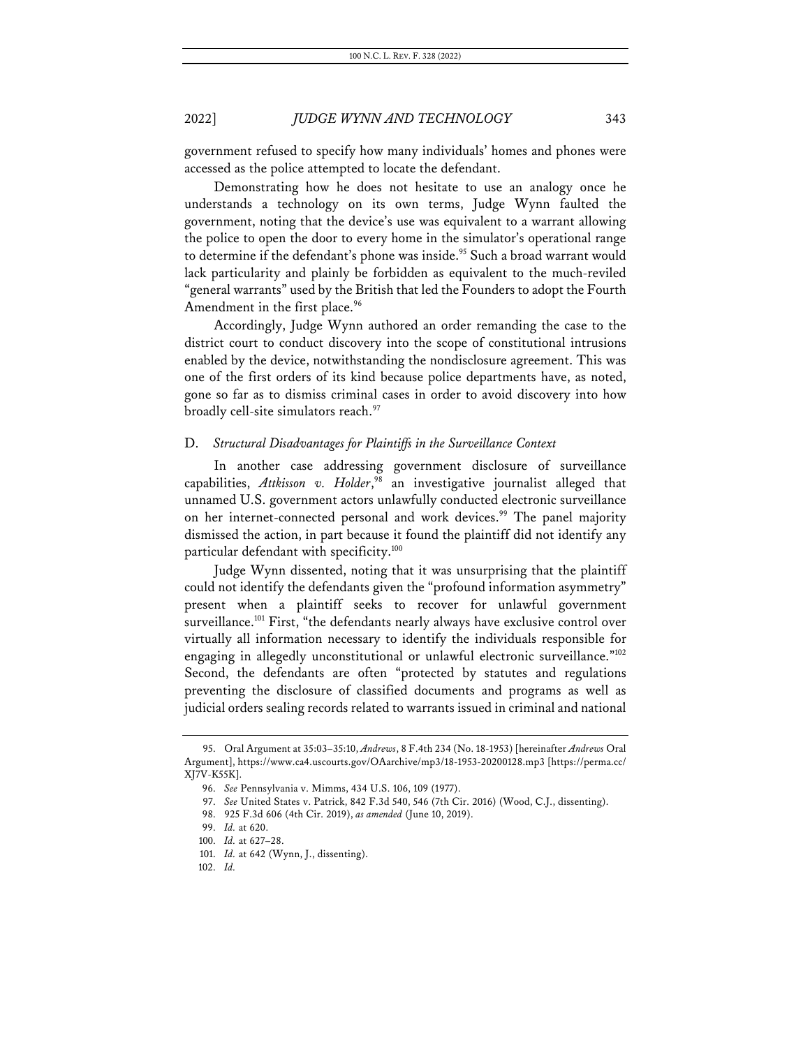government refused to specify how many individuals' homes and phones were accessed as the police attempted to locate the defendant.

Demonstrating how he does not hesitate to use an analogy once he understands a technology on its own terms, Judge Wynn faulted the government, noting that the device's use was equivalent to a warrant allowing the police to open the door to every home in the simulator's operational range to determine if the defendant's phone was inside.[95] Such a broad warrant would lack particularity and plainly be forbidden as equivalent to the much-reviled "general warrants" used by the British that led the Founders to adopt the Fourth Amendment in the first place.[96]

Accordingly, Judge Wynn authored an order remanding the case to the district court to conduct discovery into the scope of constitutional intrusions enabled by the device, notwithstanding the nondisclosure agreement. This was one of the first orders of its kind because police departments have, as noted, gone so far as to dismiss criminal cases in order to avoid discovery into how broadly cell-site simulators reach.[97]

### D. *Structural Disadvantages for Plaintiffs in the Surveillance Context*

In another case addressing government disclosure of surveillance capabilities, *Attkisson v. Holder*,[98] an investigative journalist alleged that unnamed U.S. government actors unlawfully conducted electronic surveillance on her internet-connected personal and work devices.[99] The panel majority dismissed the action, in part because it found the plaintiff did not identify any particular defendant with specificity.[100]

Judge Wynn dissented, noting that it was unsurprising that the plaintiff could not identify the defendants given the "profound information asymmetry" present when a plaintiff seeks to recover for unlawful government surveillance.[101] First, "the defendants nearly always have exclusive control over virtually all information necessary to identify the individuals responsible for engaging in allegedly unconstitutional or unlawful electronic surveillance."[102] Second, the defendants are often "protected by statutes and regulations preventing the disclosure of classified documents and programs as well as judicial orders sealing records related to warrants issued in criminal and national

95. Oral Argument at 35:03–35:10, *Andrews*, 8 F.4th 234 (No. 18-1953) [hereinafter *Andrews* Oral Argument], https://www.ca4.uscourts.gov/OAarchive/mp3/18-1953-20200128.mp3 [https://perma.cc/XJ7V-K55K].

96. *See* Pennsylvania v. Mimms, 434 U.S. 106, 109 (1977).

97. *See* United States v. Patrick, 842 F.3d 540, 546 (7th Cir. 2016) (Wood, C.J., dissenting).

98. 925 F.3d 606 (4th Cir. 2019), *as amended* (June 10, 2019).

99. *Id.* at 620.

100. *Id.* at 627–28.

101. *Id.* at 642 (Wynn, J., dissenting).

102. *Id.*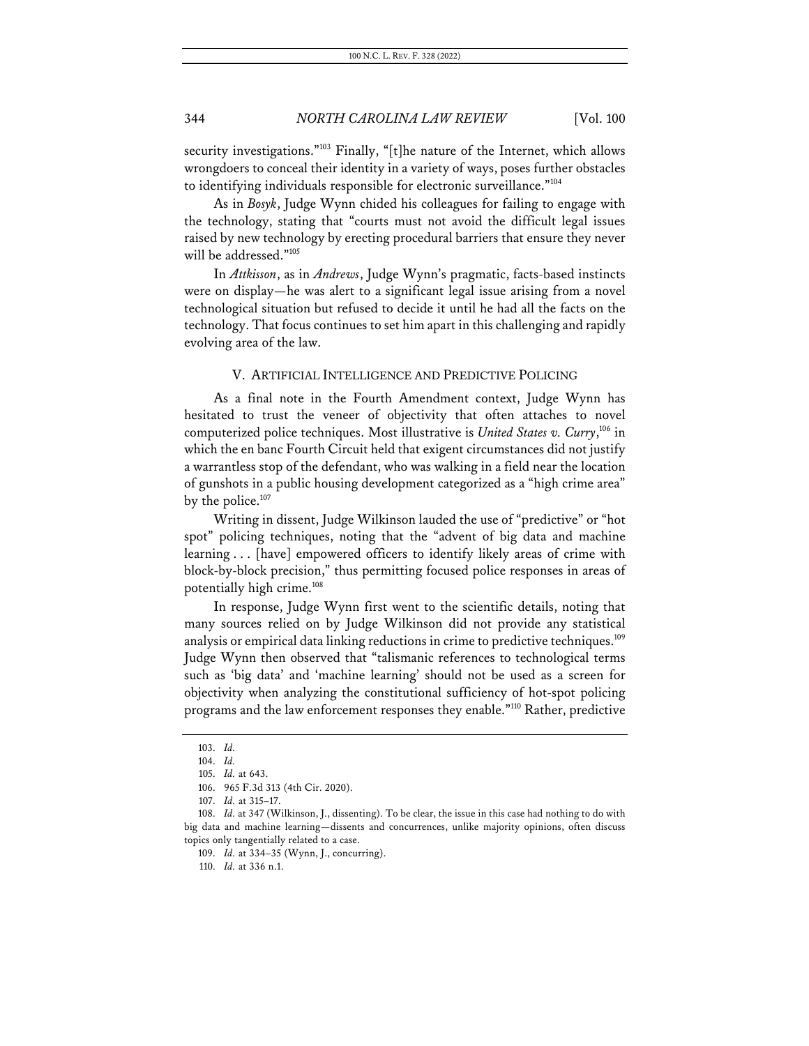security investigations."[103] Finally, "[t]he nature of the Internet, which allows wrongdoers to conceal their identity in a variety of ways, poses further obstacles to identifying individuals responsible for electronic surveillance."[104]

As in *Bosyk*, Judge Wynn chided his colleagues for failing to engage with the technology, stating that "courts must not avoid the difficult legal issues raised by new technology by erecting procedural barriers that ensure they never will be addressed."[105]

In *Attkisson*, as in *Andrews*, Judge Wynn's pragmatic, facts-based instincts were on display—he was alert to a significant legal issue arising from a novel technological situation but refused to decide it until he had all the facts on the technology. That focus continues to set him apart in this challenging and rapidly evolving area of the law.

## V. ARTIFICIAL INTELLIGENCE AND PREDICTIVE POLICING

As a final note in the Fourth Amendment context, Judge Wynn has hesitated to trust the veneer of objectivity that often attaches to novel computerized police techniques. Most illustrative is *United States v. Curry*,[106] in which the en banc Fourth Circuit held that exigent circumstances did not justify a warrantless stop of the defendant, who was walking in a field near the location of gunshots in a public housing development categorized as a "high crime area" by the police.[107]

Writing in dissent, Judge Wilkinson lauded the use of "predictive" or "hot spot" policing techniques, noting that the "advent of big data and machine learning . . . [have] empowered officers to identify likely areas of crime with block-by-block precision," thus permitting focused police responses in areas of potentially high crime.[108]

In response, Judge Wynn first went to the scientific details, noting that many sources relied on by Judge Wilkinson did not provide any statistical analysis or empirical data linking reductions in crime to predictive techniques.[109] Judge Wynn then observed that "talismanic references to technological terms such as 'big data' and 'machine learning' should not be used as a screen for objectivity when analyzing the constitutional sufficiency of hot-spot policing programs and the law enforcement responses they enable."[110] Rather, predictive

---

103. *Id.*

104. *Id.*

105. *Id.* at 643.

106. 965 F.3d 313 (4th Cir. 2020).

107. *Id.* at 315–17.

108. *Id.* at 347 (Wilkinson, J., dissenting). To be clear, the issue in this case had nothing to do with big data and machine learning—dissents and concurrences, unlike majority opinions, often discuss topics only tangentially related to a case.

109. *Id.* at 334–35 (Wynn, J., concurring).

110. *Id.* at 336 n.1.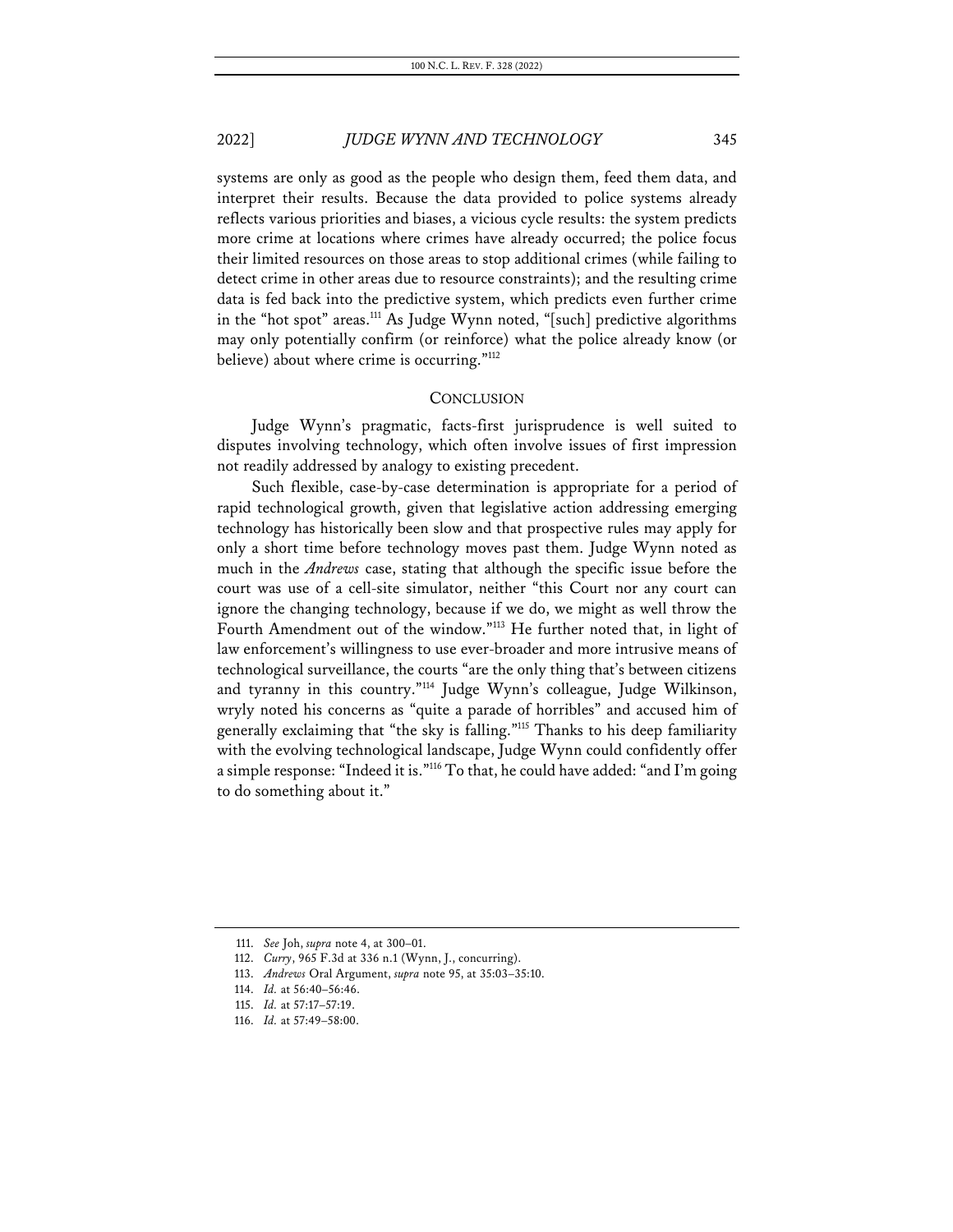systems are only as good as the people who design them, feed them data, and interpret their results. Because the data provided to police systems already reflects various priorities and biases, a vicious cycle results: the system predicts more crime at locations where crimes have already occurred; the police focus their limited resources on those areas to stop additional crimes (while failing to detect crime in other areas due to resource constraints); and the resulting crime data is fed back into the predictive system, which predicts even further crime in the "hot spot" areas.[111] As Judge Wynn noted, "[such] predictive algorithms may only potentially confirm (or reinforce) what the police already know (or believe) about where crime is occurring."[112]

## CONCLUSION

Judge Wynn's pragmatic, facts-first jurisprudence is well suited to disputes involving technology, which often involve issues of first impression not readily addressed by analogy to existing precedent.

Such flexible, case-by-case determination is appropriate for a period of rapid technological growth, given that legislative action addressing emerging technology has historically been slow and that prospective rules may apply for only a short time before technology moves past them. Judge Wynn noted as much in the *Andrews* case, stating that although the specific issue before the court was use of a cell-site simulator, neither "this Court nor any court can ignore the changing technology, because if we do, we might as well throw the Fourth Amendment out of the window."[113] He further noted that, in light of law enforcement's willingness to use ever-broader and more intrusive means of technological surveillance, the courts "are the only thing that's between citizens and tyranny in this country."[114] Judge Wynn's colleague, Judge Wilkinson, wryly noted his concerns as "quite a parade of horribles" and accused him of generally exclaiming that "the sky is falling."[115] Thanks to his deep familiarity with the evolving technological landscape, Judge Wynn could confidently offer a simple response: "Indeed it is."[116] To that, he could have added: "and I'm going to do something about it."

---

111. *See* Joh, *supra* note 4, at 300–01.

112. *Curry*, 965 F.3d at 336 n.1 (Wynn, J., concurring).

113. *Andrews* Oral Argument, *supra* note 95, at 35:03–35:10.

114. *Id.* at 56:40–56:46.

115. *Id.* at 57:17–57:19.

116. *Id.* at 57:49–58:00.